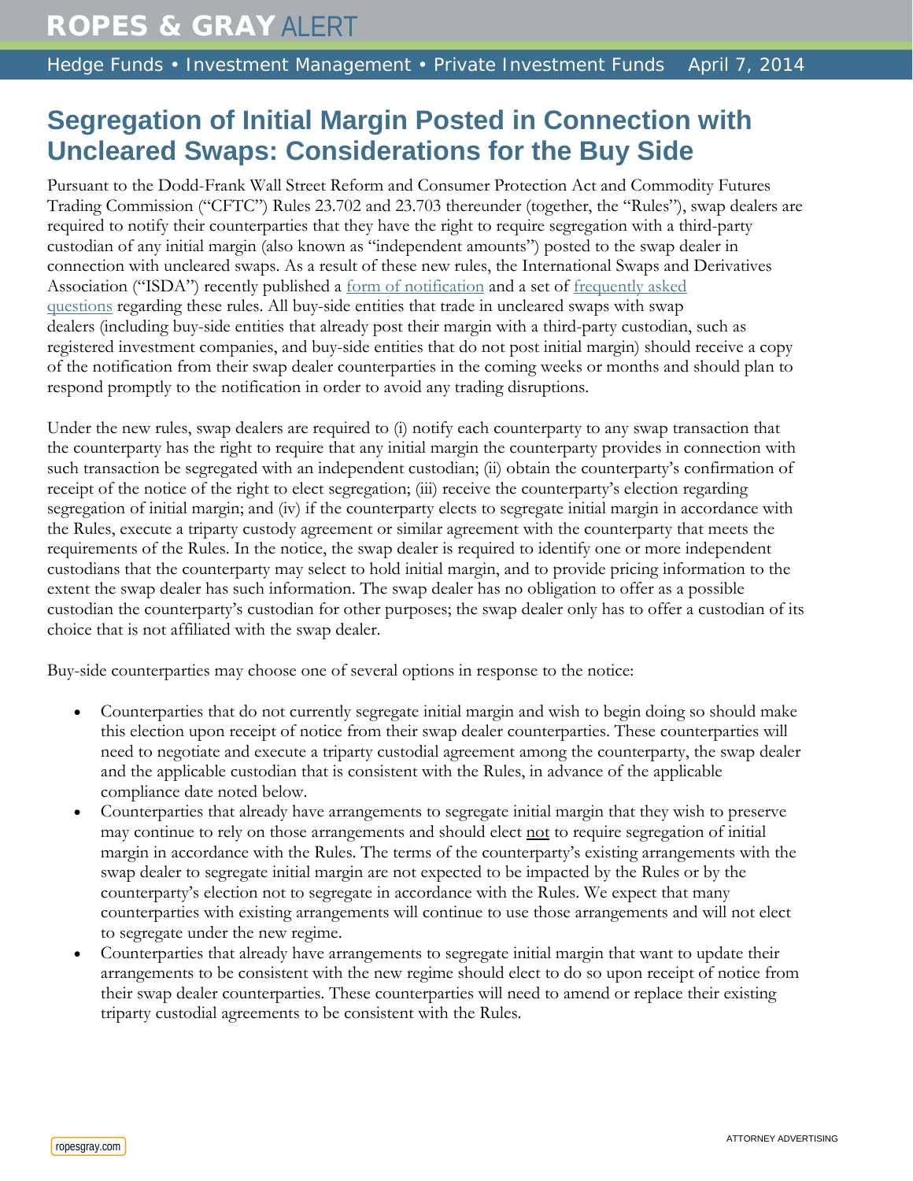# Segregation of Initial Margin Posted in Connection with Uncleared Swaps: Considerations for the Buy Side

Pursuant to the Dodd-Frank Wall Street Reform and Consumer Protection Act and Commodity Futures Trading Commission ("CFTC") Rules 23.702 and 23.703 thereunder (together, the "Rules"), swap dealers are required to notify their counterparties that they have the right to require segregation with a third-party custodian of any initial margin (also known as "independent amounts") posted to the swap dealer in connection with uncleared swaps. As a result of these new rules, the International Swaps and Derivatives Association ("ISDA") recently published a form of notification and a set of frequently asked questions regarding these rules. All buy-side entities that trade in uncleared swaps with swap dealers (including buy-side entities that already post their margin with a third-party custodian, such as registered investment companies, and buy-side entities that do not post initial margin) should receive a copy of the notification from their swap dealer counterparties in the coming weeks or months and should plan to respond promptly to the notification in order to avoid any trading disruptions.

Under the new rules, swap dealers are required to (i) notify each counterparty to any swap transaction that the counterparty has the right to require that any initial margin the counterparty provides in connection with such transaction be segregated with an independent custodian; (ii) obtain the counterparty's confirmation of receipt of the notice of the right to elect segregation; (iii) receive the counterparty's election regarding segregation of initial margin; and (iv) if the counterparty elects to segregate initial margin in accordance with the Rules, execute a triparty custody agreement or similar agreement with the counterparty that meets the requirements of the Rules. In the notice, the swap dealer is required to identify one or more independent custodians that the counterparty may select to hold initial margin, and to provide pricing information to the extent the swap dealer has such information. The swap dealer has no obligation to offer as a possible custodian the counterparty's custodian for other purposes; the swap dealer only has to offer a custodian of its choice that is not affiliated with the swap dealer.

Buy-side counterparties may choose one of several options in response to the notice:

- Counterparties that do not currently segregate initial margin and wish to begin doing so should make this election upon receipt of notice from their swap dealer counterparties. These counterparties will need to negotiate and execute a triparty custodial agreement among the counterparty, the swap dealer and the applicable custodian that is consistent with the Rules, in advance of the applicable compliance date noted below.
- Counterparties that already have arrangements to segregate initial margin that they wish to preserve may continue to rely on those arrangements and should elect not to require segregation of initial margin in accordance with the Rules. The terms of the counterparty's existing arrangements with the swap dealer to segregate initial margin are not expected to be impacted by the Rules or by the counterparty's election not to segregate in accordance with the Rules. We expect that many counterparties with existing arrangements will continue to use those arrangements and will not elect to segregate under the new regime.
- Counterparties that already have arrangements to segregate initial margin that want to update their arrangements to be consistent with the new regime should elect to do so upon receipt of notice from their swap dealer counterparties. These counterparties will need to amend or replace their existing triparty custodial agreements to be consistent with the Rules.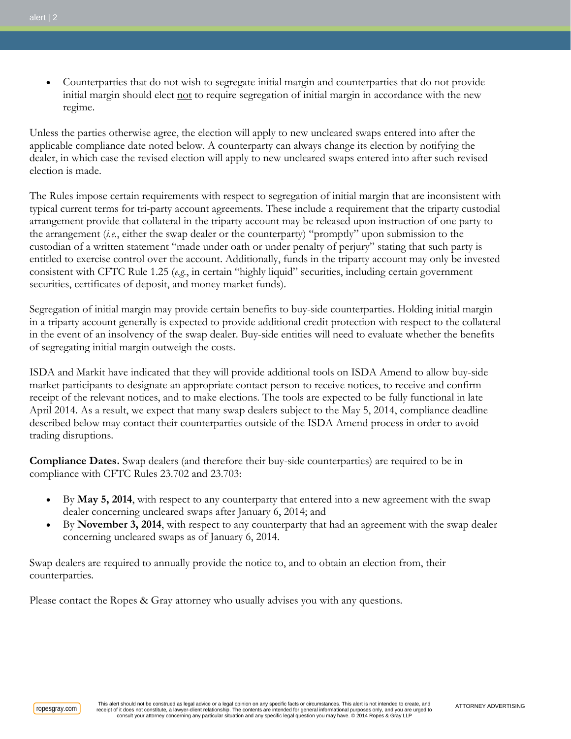- Counterparties that do not wish to segregate initial margin and counterparties that do not provide initial margin should elect not to require segregation of initial margin in accordance with the new regime.

Unless the parties otherwise agree, the election will apply to new uncleared swaps entered into after the applicable compliance date noted below. A counterparty can always change its election by notifying the dealer, in which case the revised election will apply to new uncleared swaps entered into after such revised election is made.

The Rules impose certain requirements with respect to segregation of initial margin that are inconsistent with typical current terms for tri-party account agreements. These include a requirement that the triparty custodial arrangement provide that collateral in the triparty account may be released upon instruction of one party to the arrangement (*i.e.*, either the swap dealer or the counterparty) "promptly" upon submission to the custodian of a written statement "made under oath or under penalty of perjury" stating that such party is entitled to exercise control over the account. Additionally, funds in the triparty account may only be invested consistent with CFTC Rule 1.25 (*e.g.*, in certain "highly liquid" securities, including certain government securities, certificates of deposit, and money market funds).

Segregation of initial margin may provide certain benefits to buy-side counterparties. Holding initial margin in a triparty account generally is expected to provide additional credit protection with respect to the collateral in the event of an insolvency of the swap dealer. Buy-side entities will need to evaluate whether the benefits of segregating initial margin outweigh the costs.

ISDA and Markit have indicated that they will provide additional tools on ISDA Amend to allow buy-side market participants to designate an appropriate contact person to receive notices, to receive and confirm receipt of the relevant notices, and to make elections. The tools are expected to be fully functional in late April 2014. As a result, we expect that many swap dealers subject to the May 5, 2014, compliance deadline described below may contact their counterparties outside of the ISDA Amend process in order to avoid trading disruptions.

**Compliance Dates.** Swap dealers (and therefore their buy-side counterparties) are required to be in compliance with CFTC Rules 23.702 and 23.703:

- By **May 5, 2014**, with respect to any counterparty that entered into a new agreement with the swap dealer concerning uncleared swaps after January 6, 2014; and
- By **November 3, 2014**, with respect to any counterparty that had an agreement with the swap dealer concerning uncleared swaps as of January 6, 2014.

Swap dealers are required to annually provide the notice to, and to obtain an election from, their counterparties.

Please contact the Ropes & Gray attorney who usually advises you with any questions.

ropesgray.com

This alert should not be construed as legal advice or a legal opinion on any specific facts or circumstances. This alert is not intended to create, and receipt of it does not constitute, a lawyer-client relationship. The contents are intended for general informational purposes only, and you are urged to consult your attorney concerning any particular situation and any specific legal question you may have. © 2014 Ropes & Gray LLP

ATTORNEY ADVERTISING